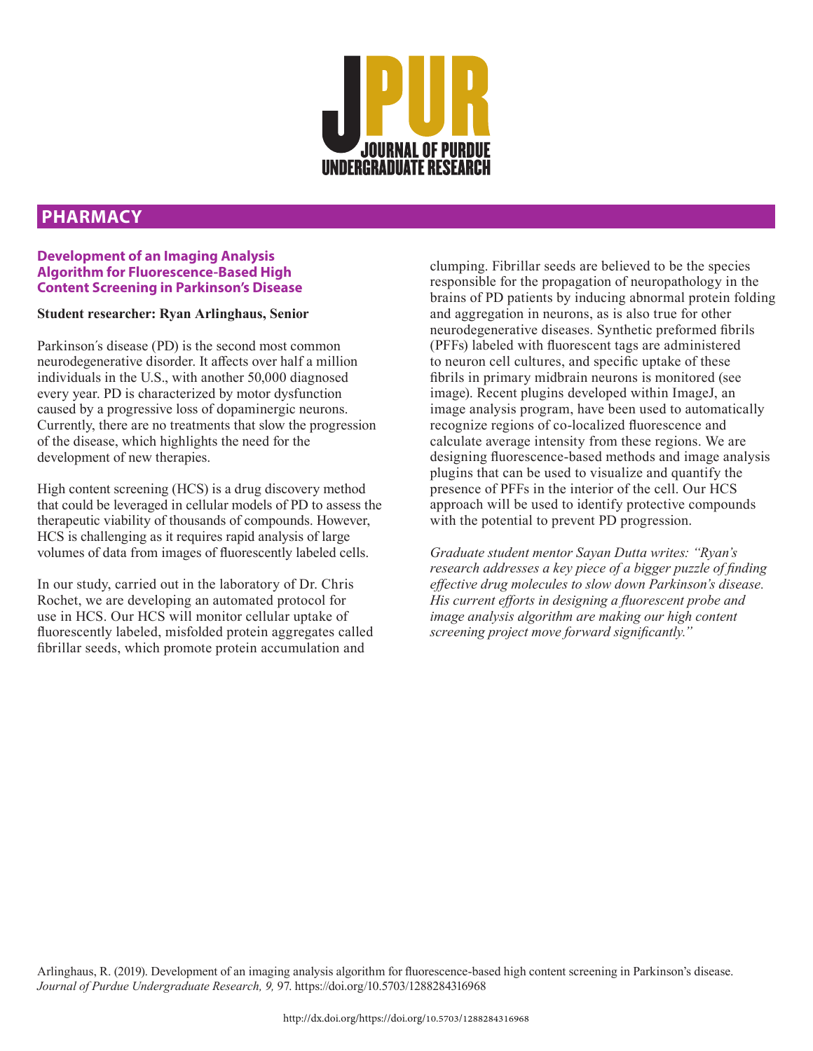# JPUR

JOURNAL OF PURDUE UNDERGRADUATE RESEARCH

## PHARMACY

### Development of an Imaging Analysis Algorithm for Fluorescence-Based High Content Screening in Parkinson's Disease

**Student researcher: Ryan Arlinghaus, Senior**

Parkinson's disease (PD) is the second most common neurodegenerative disorder. It affects over half a million individuals in the U.S., with another 50,000 diagnosed every year. PD is characterized by motor dysfunction caused by a progressive loss of dopaminergic neurons. Currently, there are no treatments that slow the progression of the disease, which highlights the need for the development of new therapies.

High content screening (HCS) is a drug discovery method that could be leveraged in cellular models of PD to assess the therapeutic viability of thousands of compounds. However, HCS is challenging as it requires rapid analysis of large volumes of data from images of fluorescently labeled cells.

In our study, carried out in the laboratory of Dr. Chris Rochet, we are developing an automated protocol for use in HCS. Our HCS will monitor cellular uptake of fluorescently labeled, misfolded protein aggregates called fibrillar seeds, which promote protein accumulation and clumping. Fibrillar seeds are believed to be the species responsible for the propagation of neuropathology in the brains of PD patients by inducing abnormal protein folding and aggregation in neurons, as is also true for other neurodegenerative diseases. Synthetic preformed fibrils (PFFs) labeled with fluorescent tags are administered to neuron cell cultures, and specific uptake of these fibrils in primary midbrain neurons is monitored (see image). Recent plugins developed within ImageJ, an image analysis program, have been used to automatically recognize regions of co-localized fluorescence and calculate average intensity from these regions. We are designing fluorescence-based methods and image analysis plugins that can be used to visualize and quantify the presence of PFFs in the interior of the cell. Our HCS approach will be used to identify protective compounds with the potential to prevent PD progression.

*Graduate student mentor Sayan Dutta writes: "Ryan's research addresses a key piece of a bigger puzzle of finding effective drug molecules to slow down Parkinson's disease. His current efforts in designing a fluorescent probe and image analysis algorithm are making our high content screening project move forward significantly."*

Arlinghaus, R. (2019). Development of an imaging analysis algorithm for fluorescence-based high content screening in Parkinson's disease. *Journal of Purdue Undergraduate Research, 9,* 97. https://doi.org/10.5703/1288284316968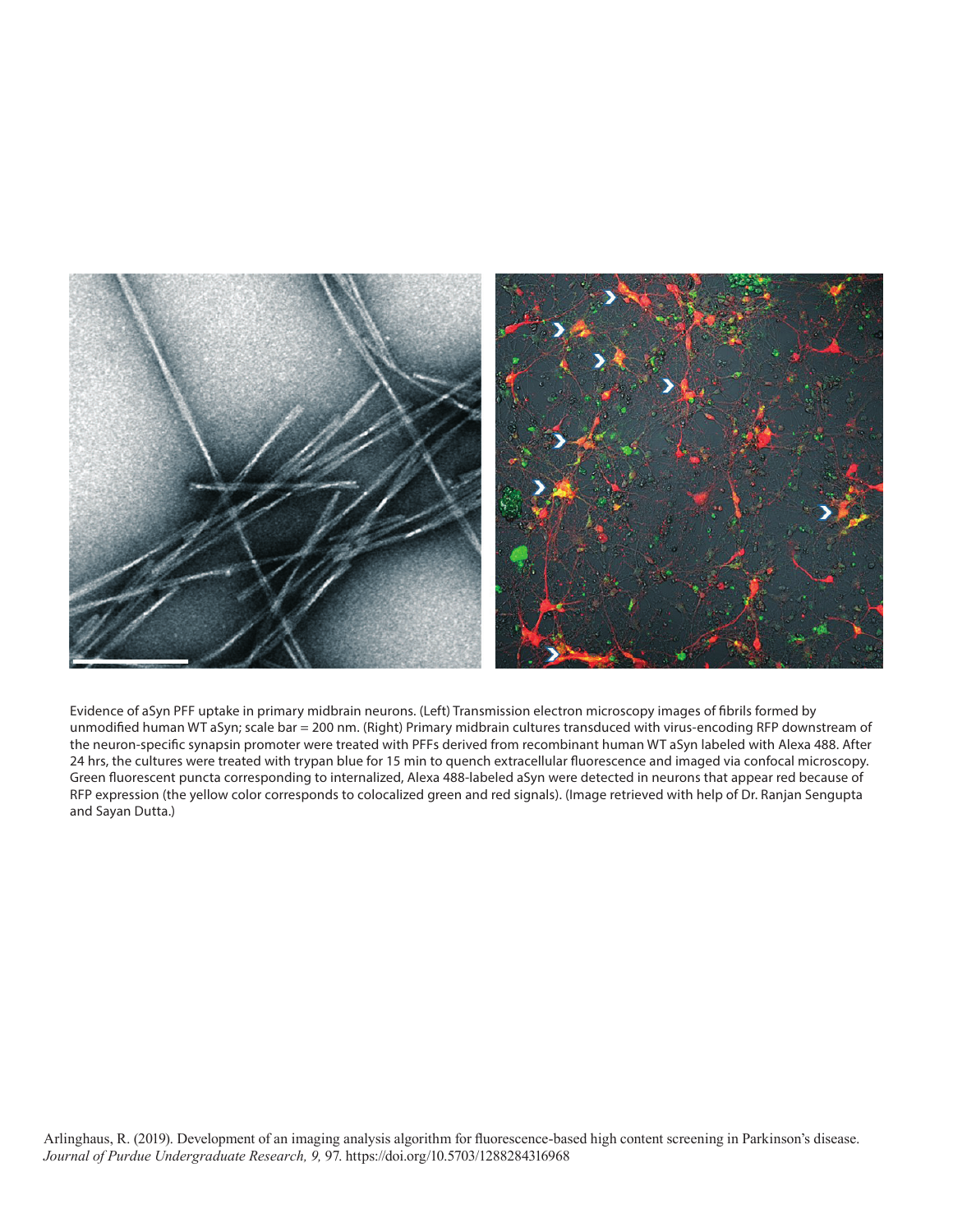Evidence of aSyn PFF uptake in primary midbrain neurons. (Left) Transmission electron microscopy images of fibrils formed by unmodified human WT aSyn; scale bar = 200 nm. (Right) Primary midbrain cultures transduced with virus-encoding RFP downstream of the neuron-specific synapsin promoter were treated with PFFs derived from recombinant human WT aSyn labeled with Alexa 488. After 24 hrs, the cultures were treated with trypan blue for 15 min to quench extracellular fluorescence and imaged via confocal microscopy. Green fluorescent puncta corresponding to internalized, Alexa 488-labeled aSyn were detected in neurons that appear red because of RFP expression (the yellow color corresponds to colocalized green and red signals). (Image retrieved with help of Dr. Ranjan Sengupta and Sayan Dutta.)

Arlinghaus, R. (2019). Development of an imaging analysis algorithm for fluorescence-based high content screening in Parkinson's disease. *Journal of Purdue Undergraduate Research, 9,* 97. https://doi.org/10.5703/1288284316968